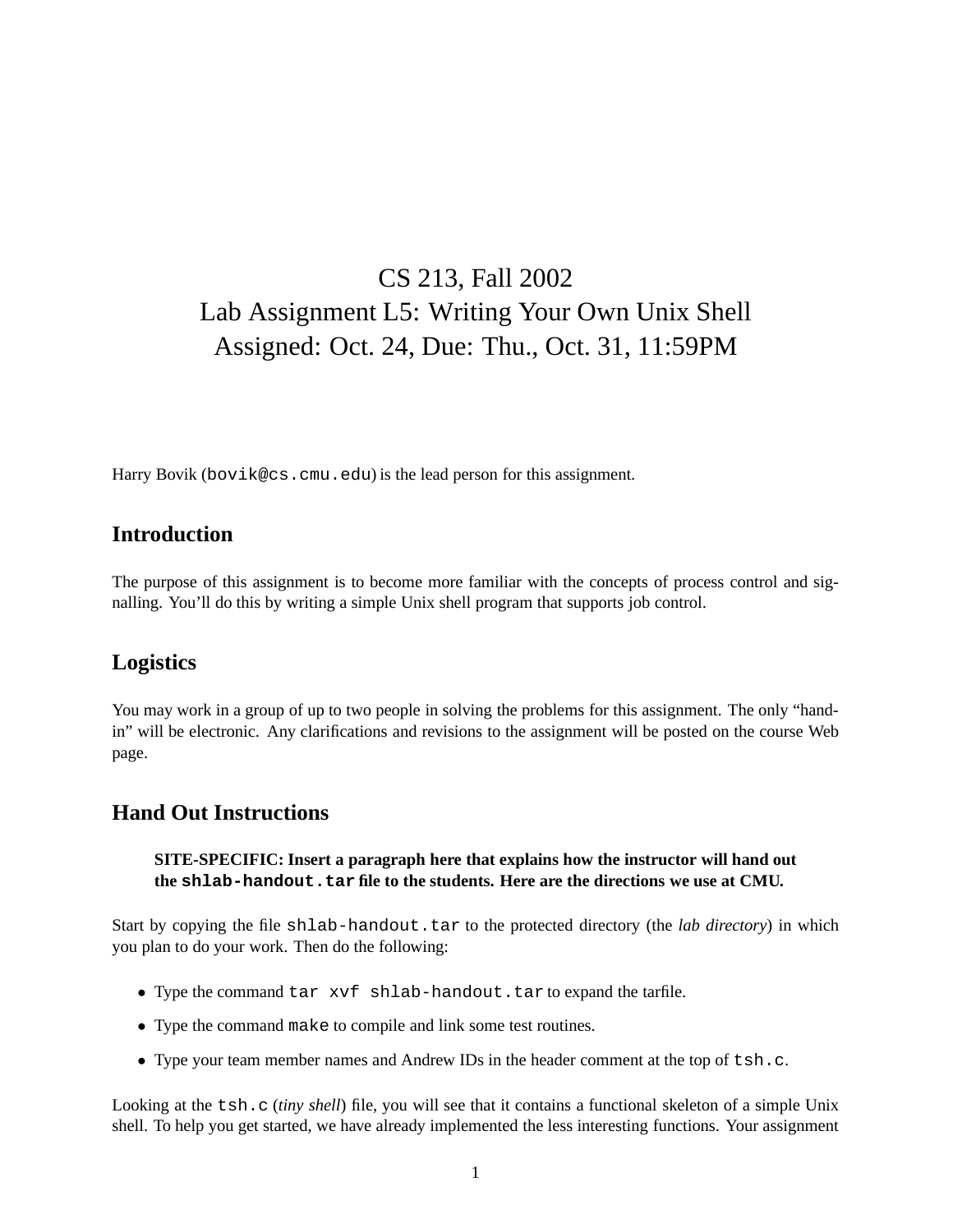# CS 213, Fall 2002
# Lab Assignment L5: Writing Your Own Unix Shell
# Assigned: Oct. 24, Due: Thu., Oct. 31, 11:59PM

Harry Bovik (`bovik@cs.cmu.edu`) is the lead person for this assignment.

## Introduction

The purpose of this assignment is to become more familiar with the concepts of process control and signalling. You'll do this by writing a simple Unix shell program that supports job control.

## Logistics

You may work in a group of up to two people in solving the problems for this assignment. The only "hand-in" will be electronic. Any clarifications and revisions to the assignment will be posted on the course Web page.

## Hand Out Instructions

> **SITE-SPECIFIC: Insert a paragraph here that explains how the instructor will hand out the `shlab-handout.tar` file to the students. Here are the directions we use at CMU.**

Start by copying the file `shlab-handout.tar` to the protected directory (the *lab directory*) in which you plan to do your work. Then do the following:

- Type the command `tar xvf shlab-handout.tar` to expand the tarfile.
- Type the command `make` to compile and link some test routines.
- Type your team member names and Andrew IDs in the header comment at the top of `tsh.c`.

Looking at the `tsh.c` (*tiny shell*) file, you will see that it contains a functional skeleton of a simple Unix shell. To help you get started, we have already implemented the less interesting functions. Your assignment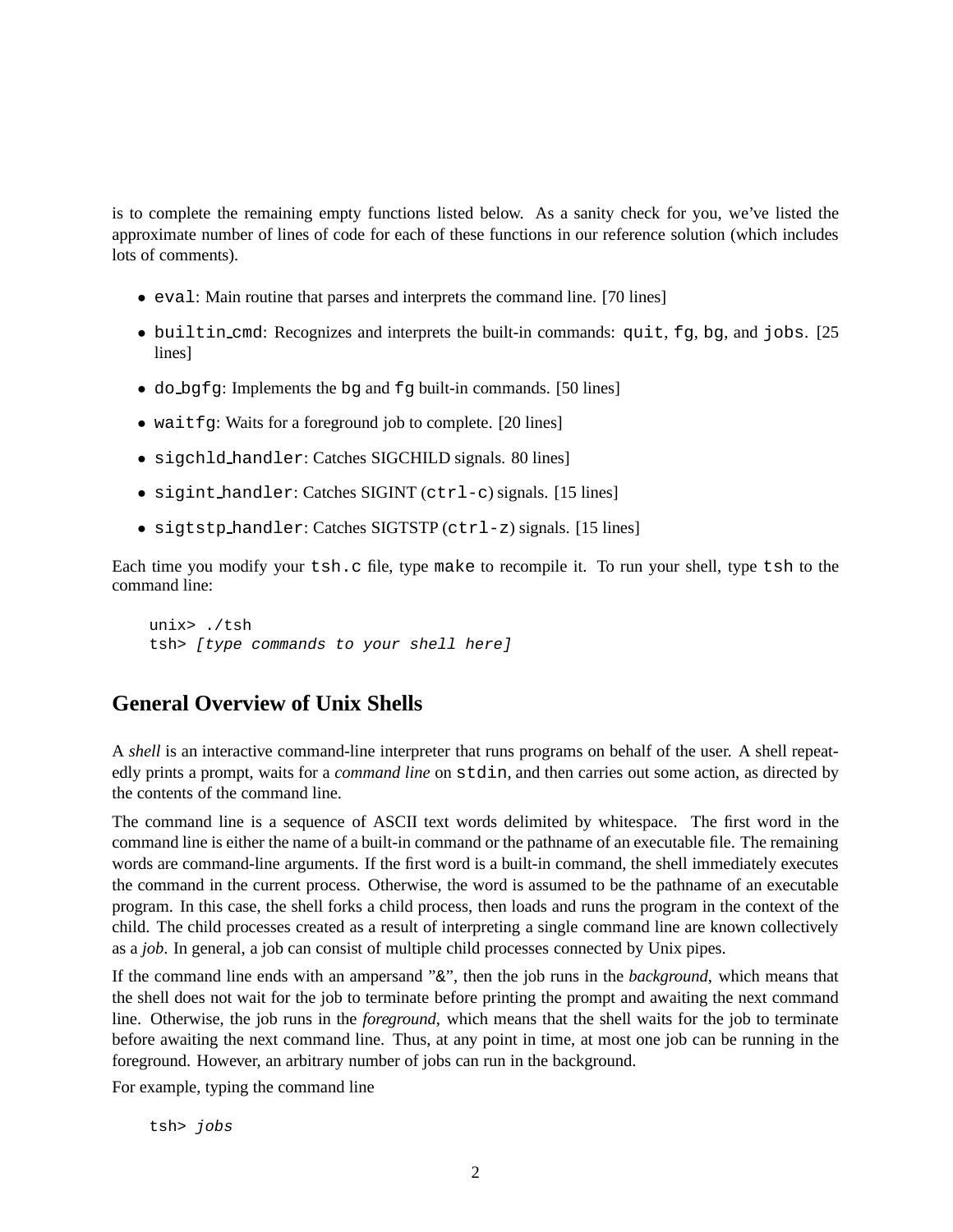is to complete the remaining empty functions listed below. As a sanity check for you, we've listed the approximate number of lines of code for each of these functions in our reference solution (which includes lots of comments).

- `eval`: Main routine that parses and interprets the command line. [70 lines]
- `builtin_cmd`: Recognizes and interprets the built-in commands: `quit`, `fg`, `bg`, and `jobs`. [25 lines]
- `do_bgfg`: Implements the `bg` and `fg` built-in commands. [50 lines]
- `waitfg`: Waits for a foreground job to complete. [20 lines]
- `sigchld_handler`: Catches SIGCHILD signals. 80 lines]
- `sigint_handler`: Catches SIGINT (`ctrl-c`) signals. [15 lines]
- `sigtstp_handler`: Catches SIGTSTP (`ctrl-z`) signals. [15 lines]

Each time you modify your `tsh.c` file, type `make` to recompile it. To run your shell, type `tsh` to the command line:

```
unix> ./tsh
tsh> [type commands to your shell here]
```

## General Overview of Unix Shells

A *shell* is an interactive command-line interpreter that runs programs on behalf of the user. A shell repeatedly prints a prompt, waits for a *command line* on `stdin`, and then carries out some action, as directed by the contents of the command line.

The command line is a sequence of ASCII text words delimited by whitespace. The first word in the command line is either the name of a built-in command or the pathname of an executable file. The remaining words are command-line arguments. If the first word is a built-in command, the shell immediately executes the command in the current process. Otherwise, the word is assumed to be the pathname of an executable program. In this case, the shell forks a child process, then loads and runs the program in the context of the child. The child processes created as a result of interpreting a single command line are known collectively as a *job*. In general, a job can consist of multiple child processes connected by Unix pipes.

If the command line ends with an ampersand "&", then the job runs in the *background*, which means that the shell does not wait for the job to terminate before printing the prompt and awaiting the next command line. Otherwise, the job runs in the *foreground*, which means that the shell waits for the job to terminate before awaiting the next command line. Thus, at any point in time, at most one job can be running in the foreground. However, an arbitrary number of jobs can run in the background.

For example, typing the command line

```
tsh> jobs
```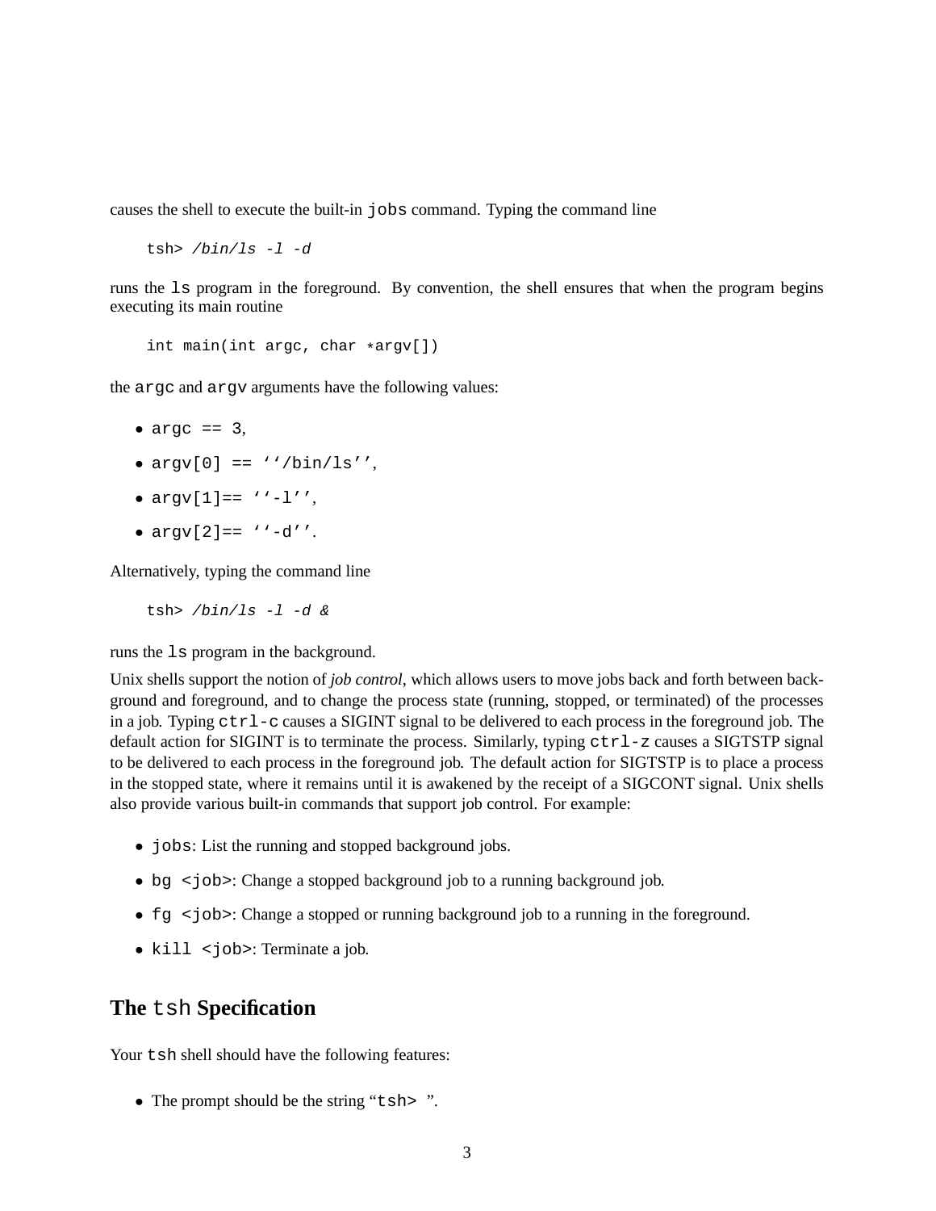causes the shell to execute the built-in `jobs` command. Typing the command line

```
tsh> /bin/ls -l -d
```

runs the `ls` program in the foreground. By convention, the shell ensures that when the program begins executing its main routine

```
int main(int argc, char *argv[])
```

the `argc` and `argv` arguments have the following values:

- `argc == 3`,
- `argv[0] == ''/bin/ls''`,
- `argv[1]== ''-l''`,
- `argv[2]== ''-d''`.

Alternatively, typing the command line

```
tsh> /bin/ls -l -d &
```

runs the `ls` program in the background.

Unix shells support the notion of *job control*, which allows users to move jobs back and forth between background and foreground, and to change the process state (running, stopped, or terminated) of the processes in a job. Typing `ctrl-c` causes a SIGINT signal to be delivered to each process in the foreground job. The default action for SIGINT is to terminate the process. Similarly, typing `ctrl-z` causes a SIGTSTP signal to be delivered to each process in the foreground job. The default action for SIGTSTP is to place a process in the stopped state, where it remains until it is awakened by the receipt of a SIGCONT signal. Unix shells also provide various built-in commands that support job control. For example:

- `jobs`: List the running and stopped background jobs.
- `bg <job>`: Change a stopped background job to a running background job.
- `fg <job>`: Change a stopped or running background job to a running in the foreground.
- `kill <job>`: Terminate a job.

## The `tsh` Specification

Your `tsh` shell should have the following features:

- The prompt should be the string "`tsh> `".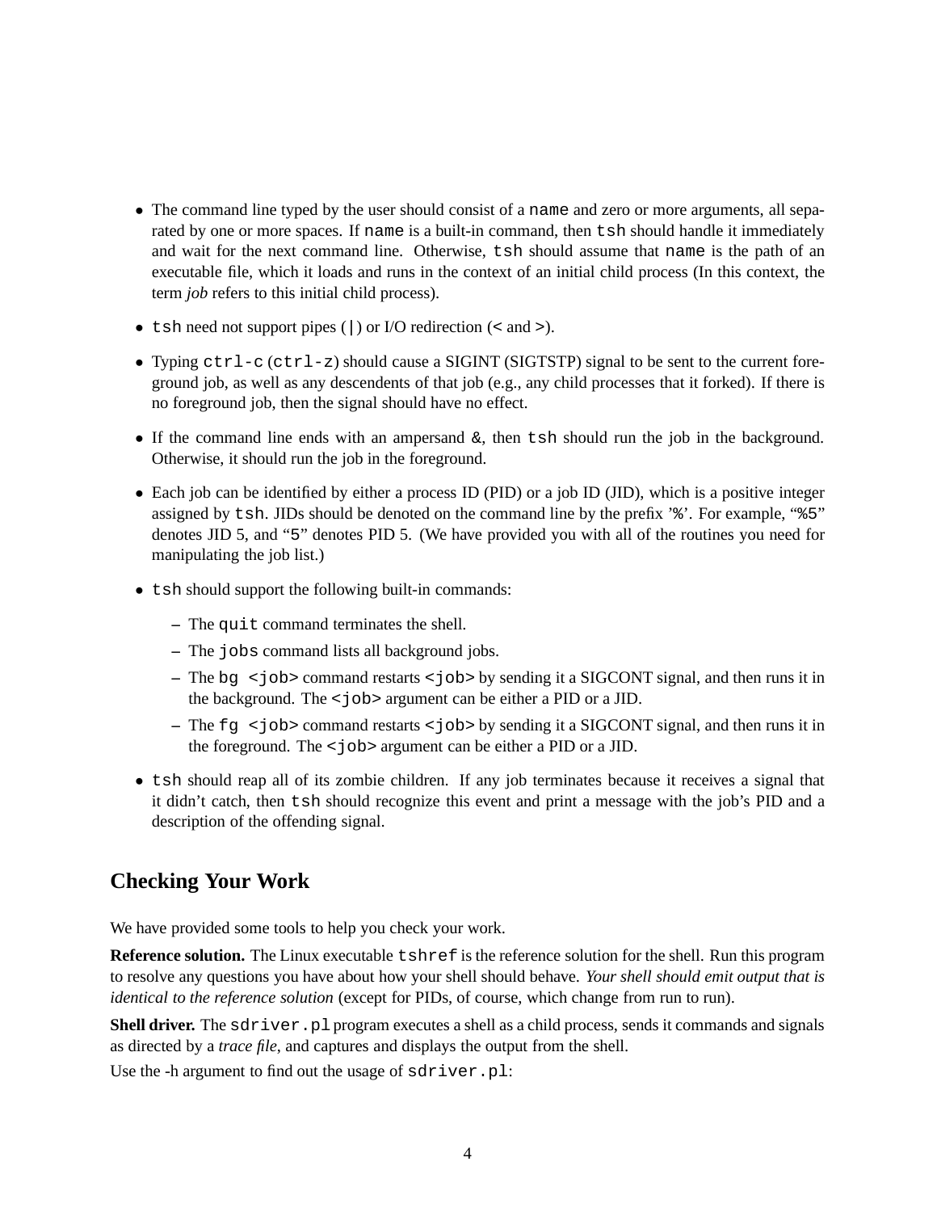- The command line typed by the user should consist of a `name` and zero or more arguments, all separated by one or more spaces. If `name` is a built-in command, then `tsh` should handle it immediately and wait for the next command line. Otherwise, `tsh` should assume that `name` is the path of an executable file, which it loads and runs in the context of an initial child process (In this context, the term *job* refers to this initial child process).
- `tsh` need not support pipes (`|`) or I/O redirection (`<` and `>`).
- Typing `ctrl-c` (`ctrl-z`) should cause a SIGINT (SIGTSTP) signal to be sent to the current foreground job, as well as any descendents of that job (e.g., any child processes that it forked). If there is no foreground job, then the signal should have no effect.
- If the command line ends with an ampersand `&`, then `tsh` should run the job in the background. Otherwise, it should run the job in the foreground.
- Each job can be identified by either a process ID (PID) or a job ID (JID), which is a positive integer assigned by `tsh`. JIDs should be denoted on the command line by the prefix '`%`'. For example, "`%5`" denotes JID 5, and "`5`" denotes PID 5. (We have provided you with all of the routines you need for manipulating the job list.)
- `tsh` should support the following built-in commands:
  - The `quit` command terminates the shell.
  - The `jobs` command lists all background jobs.
  - The `bg <job>` command restarts `<job>` by sending it a SIGCONT signal, and then runs it in the background. The `<job>` argument can be either a PID or a JID.
  - The `fg <job>` command restarts `<job>` by sending it a SIGCONT signal, and then runs it in the foreground. The `<job>` argument can be either a PID or a JID.
- `tsh` should reap all of its zombie children. If any job terminates because it receives a signal that it didn't catch, then `tsh` should recognize this event and print a message with the job's PID and a description of the offending signal.

## Checking Your Work

We have provided some tools to help you check your work.

**Reference solution.** The Linux executable `tshref` is the reference solution for the shell. Run this program to resolve any questions you have about how your shell should behave. *Your shell should emit output that is identical to the reference solution* (except for PIDs, of course, which change from run to run).

**Shell driver.** The `sdriver.pl` program executes a shell as a child process, sends it commands and signals as directed by a *trace file*, and captures and displays the output from the shell.

Use the -h argument to find out the usage of `sdriver.pl`: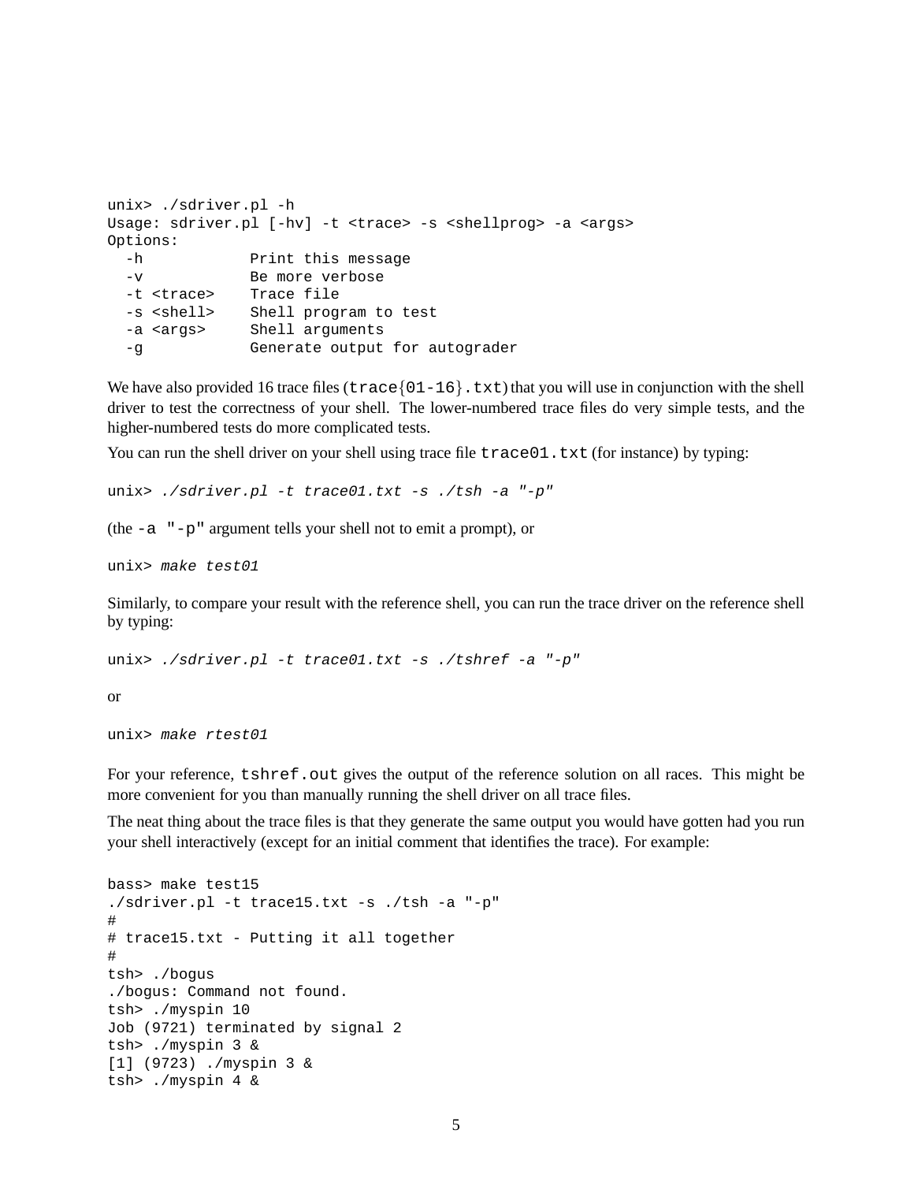```
unix> ./sdriver.pl -h
Usage: sdriver.pl [-hv] -t <trace> -s <shellprog> -a <args>
Options:
  -h            Print this message
  -v            Be more verbose
  -t <trace>    Trace file
  -s <shell>    Shell program to test
  -a <args>     Shell arguments
  -g            Generate output for autograder
```

We have also provided 16 trace files (`trace{01-16}.txt`) that you will use in conjunction with the shell driver to test the correctness of your shell. The lower-numbered trace files do very simple tests, and the higher-numbered tests do more complicated tests.

You can run the shell driver on your shell using trace file `trace01.txt` (for instance) by typing:

```
unix> ./sdriver.pl -t trace01.txt -s ./tsh -a "-p"
```

(the `-a "-p"` argument tells your shell not to emit a prompt), or

```
unix> make test01
```

Similarly, to compare your result with the reference shell, you can run the trace driver on the reference shell by typing:

```
unix> ./sdriver.pl -t trace01.txt -s ./tshref -a "-p"
```

or

```
unix> make rtest01
```

For your reference, `tshref.out` gives the output of the reference solution on all races. This might be more convenient for you than manually running the shell driver on all trace files.

The neat thing about the trace files is that they generate the same output you would have gotten had you run your shell interactively (except for an initial comment that identifies the trace). For example:

```
bass> make test15
./sdriver.pl -t trace15.txt -s ./tsh -a "-p"
#
# trace15.txt - Putting it all together
#
tsh> ./bogus
./bogus: Command not found.
tsh> ./myspin 10
Job (9721) terminated by signal 2
tsh> ./myspin 3 &
[1] (9723) ./myspin 3 &
tsh> ./myspin 4 &
```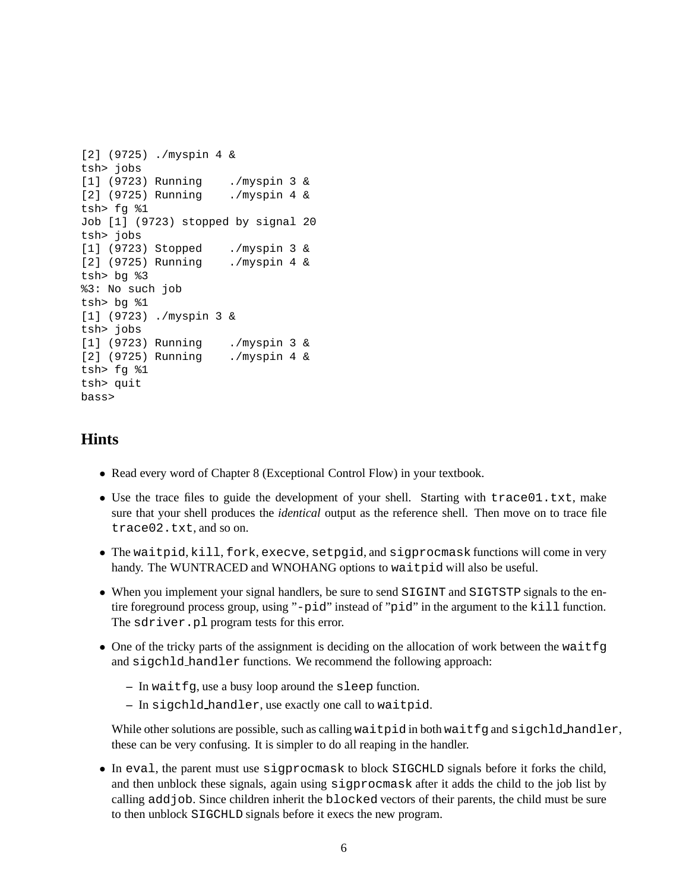```
[2] (9725) ./myspin 4 &
tsh> jobs
[1] (9723) Running    ./myspin 3 &
[2] (9725) Running    ./myspin 4 &
tsh> fg %1
Job [1] (9723) stopped by signal 20
tsh> jobs
[1] (9723) Stopped    ./myspin 3 &
[2] (9725) Running    ./myspin 4 &
tsh> bg %3
%3: No such job
tsh> bg %1
[1] (9723) ./myspin 3 &
tsh> jobs
[1] (9723) Running    ./myspin 3 &
[2] (9725) Running    ./myspin 4 &
tsh> fg %1
tsh> quit
bass>
```

## Hints

- Read every word of Chapter 8 (Exceptional Control Flow) in your textbook.
- Use the trace files to guide the development of your shell. Starting with `trace01.txt`, make sure that your shell produces the *identical* output as the reference shell. Then move on to trace file `trace02.txt`, and so on.
- The `waitpid`, `kill`, `fork`, `execve`, `setpgid`, and `sigprocmask` functions will come in very handy. The WUNTRACED and WNOHANG options to `waitpid` will also be useful.
- When you implement your signal handlers, be sure to send `SIGINT` and `SIGTSTP` signals to the entire foreground process group, using "`-pid`" instead of "`pid`" in the argument to the `kill` function. The `sdriver.pl` program tests for this error.
- One of the tricky parts of the assignment is deciding on the allocation of work between the `waitfg` and `sigchld_handler` functions. We recommend the following approach:
  - In `waitfg`, use a busy loop around the `sleep` function.
  - In `sigchld_handler`, use exactly one call to `waitpid`.

  While other solutions are possible, such as calling `waitpid` in both `waitfg` and `sigchld_handler`, these can be very confusing. It is simpler to do all reaping in the handler.
- In `eval`, the parent must use `sigprocmask` to block `SIGCHLD` signals before it forks the child, and then unblock these signals, again using `sigprocmask` after it adds the child to the job list by calling `addjob`. Since children inherit the `blocked` vectors of their parents, the child must be sure to then unblock `SIGCHLD` signals before it execs the new program.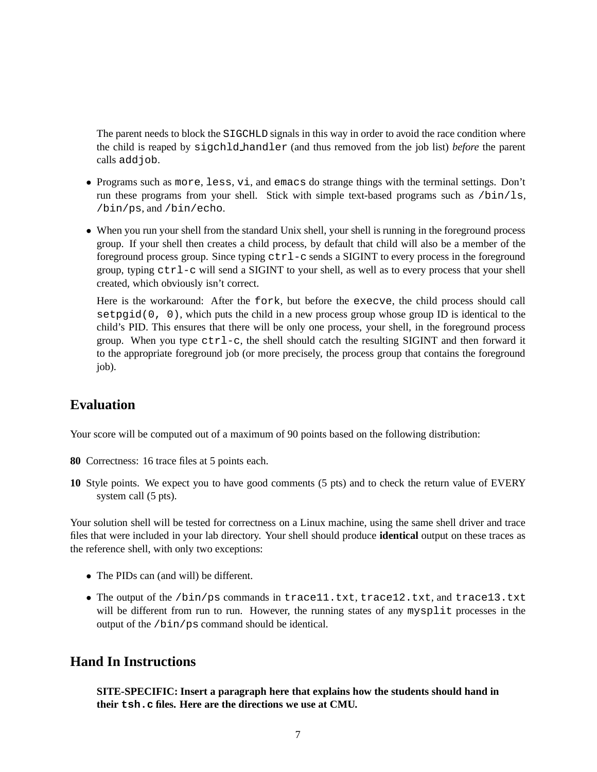The parent needs to block the SIGCHLD signals in this way in order to avoid the race condition where the child is reaped by sigchld_handler (and thus removed from the job list) *before* the parent calls addjob.

- Programs such as more, less, vi, and emacs do strange things with the terminal settings. Don't run these programs from your shell. Stick with simple text-based programs such as /bin/ls, /bin/ps, and /bin/echo.
- When you run your shell from the standard Unix shell, your shell is running in the foreground process group. If your shell then creates a child process, by default that child will also be a member of the foreground process group. Since typing ctrl-c sends a SIGINT to every process in the foreground group, typing ctrl-c will send a SIGINT to your shell, as well as to every process that your shell created, which obviously isn't correct.

  Here is the workaround: After the fork, but before the execve, the child process should call setpgid(0, 0), which puts the child in a new process group whose group ID is identical to the child's PID. This ensures that there will be only one process, your shell, in the foreground process group. When you type ctrl-c, the shell should catch the resulting SIGINT and then forward it to the appropriate foreground job (or more precisely, the process group that contains the foreground job).

## Evaluation

Your score will be computed out of a maximum of 90 points based on the following distribution:

**80** Correctness: 16 trace files at 5 points each.

**10** Style points. We expect you to have good comments (5 pts) and to check the return value of EVERY system call (5 pts).

Your solution shell will be tested for correctness on a Linux machine, using the same shell driver and trace files that were included in your lab directory. Your shell should produce **identical** output on these traces as the reference shell, with only two exceptions:

- The PIDs can (and will) be different.
- The output of the /bin/ps commands in trace11.txt, trace12.txt, and trace13.txt will be different from run to run. However, the running states of any mysplit processes in the output of the /bin/ps command should be identical.

## Hand In Instructions

**SITE-SPECIFIC: Insert a paragraph here that explains how the students should hand in their tsh.c files. Here are the directions we use at CMU.**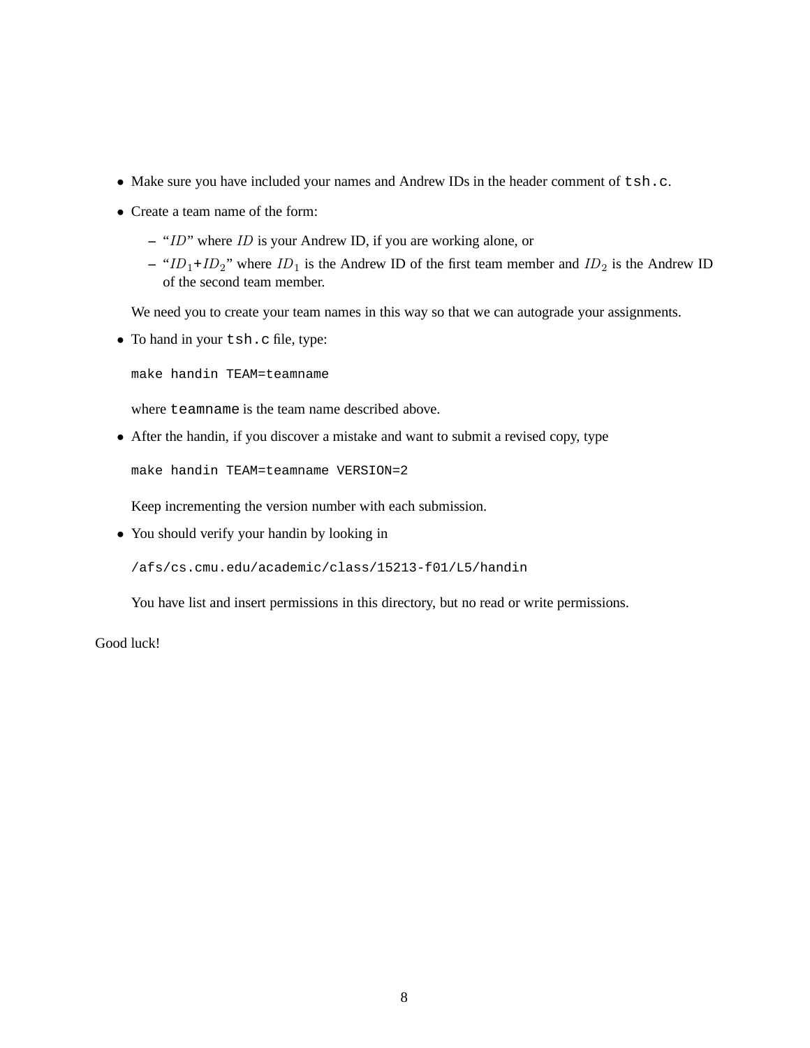- Make sure you have included your names and Andrew IDs in the header comment of `tsh.c`.
- Create a team name of the form:
  - "$ID$" where $ID$ is your Andrew ID, if you are working alone, or
  - "$ID_1$+$ID_2$" where $ID_1$ is the Andrew ID of the first team member and $ID_2$ is the Andrew ID of the second team member.

  We need you to create your team names in this way so that we can autograde your assignments.
- To hand in your `tsh.c` file, type:

  ```
  make handin TEAM=teamname
  ```

  where `teamname` is the team name described above.
- After the handin, if you discover a mistake and want to submit a revised copy, type

  ```
  make handin TEAM=teamname VERSION=2
  ```

  Keep incrementing the version number with each submission.
- You should verify your handin by looking in

  ```
  /afs/cs.cmu.edu/academic/class/15213-f01/L5/handin
  ```

  You have list and insert permissions in this directory, but no read or write permissions.

Good luck!